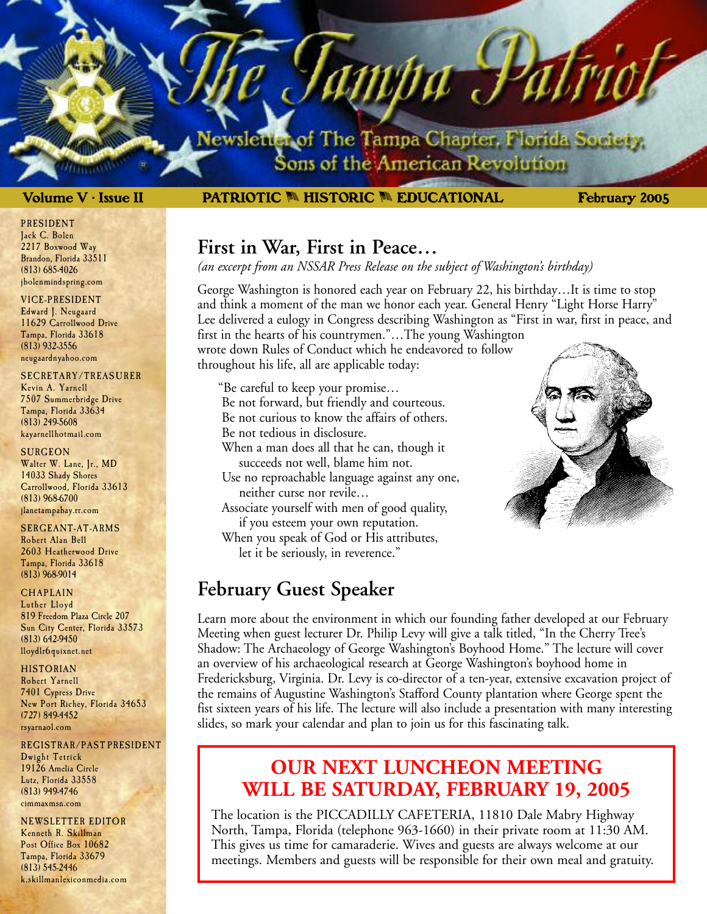# The Tampa Patriot

Newsletter of The Tampa Chapter, Florida Society, Sons of the American Revolution

**Volume V · Issue II** — **PATRIOTIC · HISTORIC · EDUCATIONAL** — **February 2005**

PRESIDENT
Jack C. Bolen
2217 Boxwood Way
Brandon, Florida 33511
(813) 685-4026
jbolenmindspring.com

VICE-PRESIDENT
Edward J. Neugaard
11629 Carrollwood Drive
Tampa, Florida 33618
(813) 932-3556
neugaardnyahoo.com

SECRETARY/TREASURER
Kevin A. Yarnell
7507 Summerbridge Drive
Tampa, Florida 33634
(813) 249-5608
kayarnellhotmail.com

SURGEON
Walter W. Lane, Jr., MD
14033 Shady Shores
Carrollwood, Florida 33613
(813) 968-6700
jlanetampabay.rr.com

SERGEANT-AT-ARMS
Robert Alan Bell
2603 Heatherwood Drive
Tampa, Florida 33618
(813) 968-9014

CHAPLAIN
Luther Lloyd
819 Freedom Plaza Circle 207
Sun City Center, Florida 33573
(813) 642-9450
lloydlr6quixnet.net

HISTORIAN
Robert Yarnell
7401 Cypress Drive
New Port Richey, Florida 34653
(727) 849-4452
rsyarnaol.com

REGISTRAR/PAST PRESIDENT
Dwight Tetrick
19126 Amelia Circle
Lutz, Florida 33558
(813) 949-4746
cimmaxmsn.com

NEWSLETTER EDITOR
Kenneth R. Skillman
Post Office Box 10682
Tampa, Florida 33679
(813) 545-2446
k.skillmanlexiconmedia.com

## First in War, First in Peace…

*(an excerpt from an NSSAR Press Release on the subject of Washington's birthday)*

George Washington is honored each year on February 22, his birthday…It is time to stop and think a moment of the man we honor each year. General Henry "Light Horse Harry" Lee delivered a eulogy in Congress describing Washington as "First in war, first in peace, and first in the hearts of his countrymen."…The young Washington wrote down Rules of Conduct which he endeavored to follow throughout his life, all are applicable today:

> "Be careful to keep your promise…
> Be not forward, but friendly and courteous.
> Be not curious to know the affairs of others.
> Be not tedious in disclosure.
> When a man does all that he can, though it succeeds not well, blame him not.
> Use no reproachable language against any one, neither curse nor revile…
> Associate yourself with men of good quality, if you esteem your own reputation.
> When you speak of God or His attributes, let it be seriously, in reverence."

## February Guest Speaker

Learn more about the environment in which our founding father developed at our February Meeting when guest lecturer Dr. Philip Levy will give a talk titled, "In the Cherry Tree's Shadow: The Archaeology of George Washington's Boyhood Home." The lecture will cover an overview of his archaeological research at George Washington's boyhood home in Fredericksburg, Virginia. Dr. Levy is co-director of a ten-year, extensive excavation project of the remains of Augustine Washington's Stafford County plantation where George spent the fist sixteen years of his life. The lecture will also include a presentation with many interesting slides, so mark your calendar and plan to join us for this fascinating talk.

## OUR NEXT LUNCHEON MEETING WILL BE SATURDAY, FEBRUARY 19, 2005

The location is the PICCADILLY CAFETERIA, 11810 Dale Mabry Highway North, Tampa, Florida (telephone 963-1660) in their private room at 11:30 AM. This gives us time for camaraderie. Wives and guests are always welcome at our meetings. Members and guests will be responsible for their own meal and gratuity.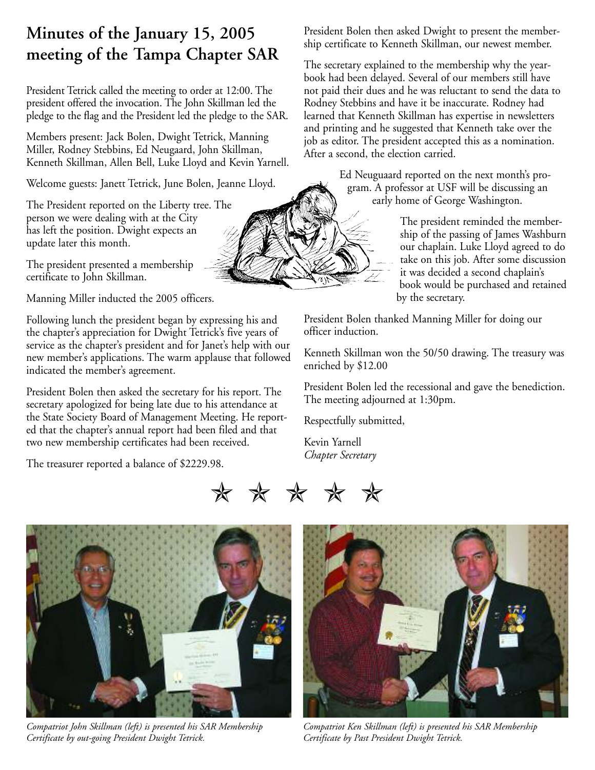# Minutes of the January 15, 2005 meeting of the Tampa Chapter SAR

President Tetrick called the meeting to order at 12:00. The president offered the invocation. The John Skillman led the pledge to the flag and the President led the pledge to the SAR.

Members present: Jack Bolen, Dwight Tetrick, Manning Miller, Rodney Stebbins, Ed Neugaard, John Skillman, Kenneth Skillman, Allen Bell, Luke Lloyd and Kevin Yarnell.

Welcome guests: Janett Tetrick, June Bolen, Jeanne Lloyd.

The President reported on the Liberty tree. The person we were dealing with at the City has left the position. Dwight expects an update later this month.

The president presented a membership certificate to John Skillman.

Manning Miller inducted the 2005 officers.

Following lunch the president began by expressing his and the chapter's appreciation for Dwight Tetrick's five years of service as the chapter's president and for Janet's help with our new member's applications. The warm applause that followed indicated the member's agreement.

President Bolen then asked the secretary for his report. The secretary apologized for being late due to his attendance at the State Society Board of Management Meeting. He reported that the chapter's annual report had been filed and that two new membership certificates had been received.

The treasurer reported a balance of $2229.98.

President Bolen then asked Dwight to present the membership certificate to Kenneth Skillman, our newest member.

The secretary explained to the membership why the yearbook had been delayed. Several of our members still have not paid their dues and he was reluctant to send the data to Rodney Stebbins and have it be inaccurate. Rodney had learned that Kenneth Skillman has expertise in newsletters and printing and he suggested that Kenneth take over the job as editor. The president accepted this as a nomination. After a second, the election carried.

Ed Neuguaard reported on the next month's program. A professor at USF will be discussing an early home of George Washington.

The president reminded the membership of the passing of James Washburn our chaplain. Luke Lloyd agreed to do take on this job. After some discussion it was decided a second chaplain's book would be purchased and retained by the secretary.

President Bolen thanked Manning Miller for doing our officer induction.

Kenneth Skillman won the 50/50 drawing. The treasury was enriched by $12.00

President Bolen led the recessional and gave the benediction. The meeting adjourned at 1:30pm.

Respectfully submitted,

Kevin Yarnell
*Chapter Secretary*

☆ ☆ ☆ ☆ ☆

*Compatriot John Skillman (left) is presented his SAR Membership Certificate by out-going President Dwight Tetrick.*

*Compatriot Ken Skillman (left) is presented his SAR Membership Certificate by Past President Dwight Tetrick.*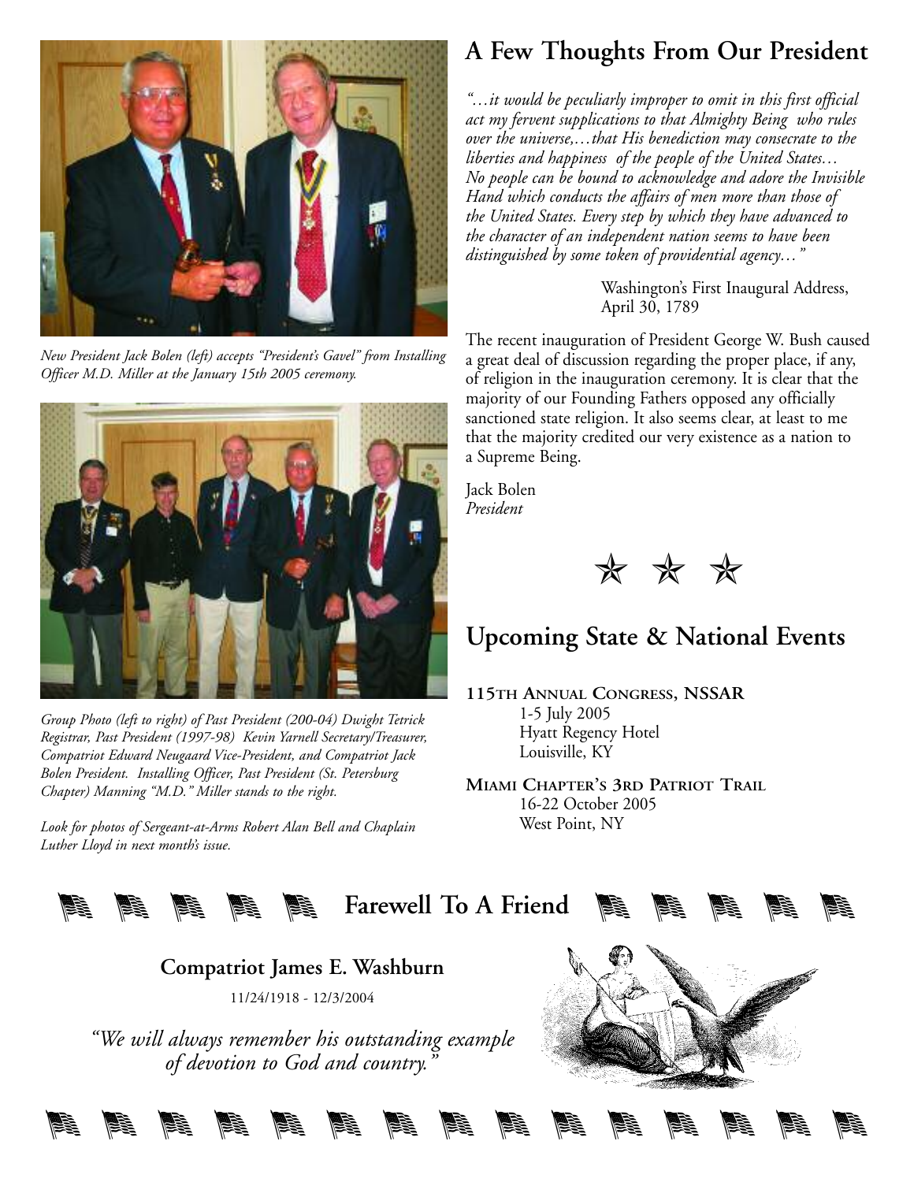New President Jack Bolen (left) accepts "President's Gavel" from Installing Officer M.D. Miller at the January 15th 2005 ceremony.

*Group Photo (left to right) of Past President (200-04) Dwight Tetrick Registrar, Past President (1997-98) Kevin Yarnell Secretary/Treasurer, Compatriot Edward Neugaard Vice-President, and Compatriot Jack Bolen President. Installing Officer, Past President (St. Petersburg Chapter) Manning "M.D." Miller stands to the right.*

*Look for photos of Sergeant-at-Arms Robert Alan Bell and Chaplain Luther Lloyd in next month's issue.*

## A Few Thoughts From Our President

*"…it would be peculiarly improper to omit in this first official act my fervent supplications to that Almighty Being who rules over the universe,…that His benediction may consecrate to the liberties and happiness of the people of the United States… No people can be bound to acknowledge and adore the Invisible Hand which conducts the affairs of men more than those of the United States. Every step by which they have advanced to the character of an independent nation seems to have been distinguished by some token of providential agency…"*

Washington's First Inaugural Address, April 30, 1789

The recent inauguration of President George W. Bush caused a great deal of discussion regarding the proper place, if any, of religion in the inauguration ceremony. It is clear that the majority of our Founding Fathers opposed any officially sanctioned state religion. It also seems clear, at least to me that the majority credited our very existence as a nation to a Supreme Being.

Jack Bolen
*President*

★ ★ ★

## Upcoming State & National Events

**115TH ANNUAL CONGRESS, NSSAR**
1-5 July 2005
Hyatt Regency Hotel
Louisville, KY

**MIAMI CHAPTER'S 3RD PATRIOT TRAIL**
16-22 October 2005
West Point, NY

## Farewell To A Friend

**Compatriot James E. Washburn**

11/24/1918 - 12/3/2004

*"We will always remember his outstanding example of devotion to God and country."*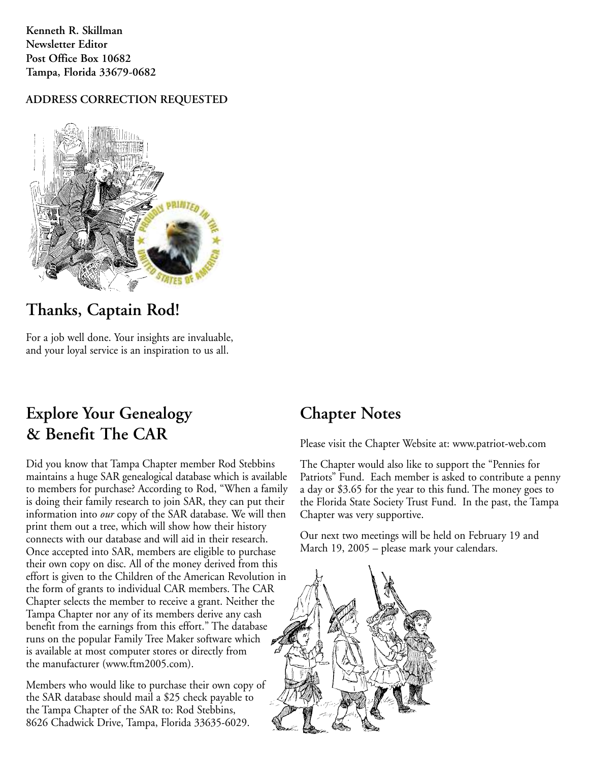**Kenneth R. Skillman**
**Newsletter Editor**
**Post Office Box 10682**
**Tampa, Florida 33679-0682**

**ADDRESS CORRECTION REQUESTED**

## Thanks, Captain Rod!

For a job well done. Your insights are invaluable, and your loyal service is an inspiration to us all.

## Explore Your Genealogy & Benefit The CAR

Did you know that Tampa Chapter member Rod Stebbins maintains a huge SAR genealogical database which is available to members for purchase? According to Rod, "When a family is doing their family research to join SAR, they can put their information into *our* copy of the SAR database. We will then print them out a tree, which will show how their history connects with our database and will aid in their research. Once accepted into SAR, members are eligible to purchase their own copy on disc. All of the money derived from this effort is given to the Children of the American Revolution in the form of grants to individual CAR members. The CAR Chapter selects the member to receive a grant. Neither the Tampa Chapter nor any of its members derive any cash benefit from the earnings from this effort." The database runs on the popular Family Tree Maker software which is available at most computer stores or directly from the manufacturer (www.ftm2005.com).

Members who would like to purchase their own copy of the SAR database should mail a $25 check payable to the Tampa Chapter of the SAR to: Rod Stebbins, 8626 Chadwick Drive, Tampa, Florida 33635-6029.

## Chapter Notes

Please visit the Chapter Website at: www.patriot-web.com

The Chapter would also like to support the "Pennies for Patriots" Fund. Each member is asked to contribute a penny a day or $3.65 for the year to this fund. The money goes to the Florida State Society Trust Fund. In the past, the Tampa Chapter was very supportive.

Our next two meetings will be held on February 19 and March 19, 2005 – please mark your calendars.